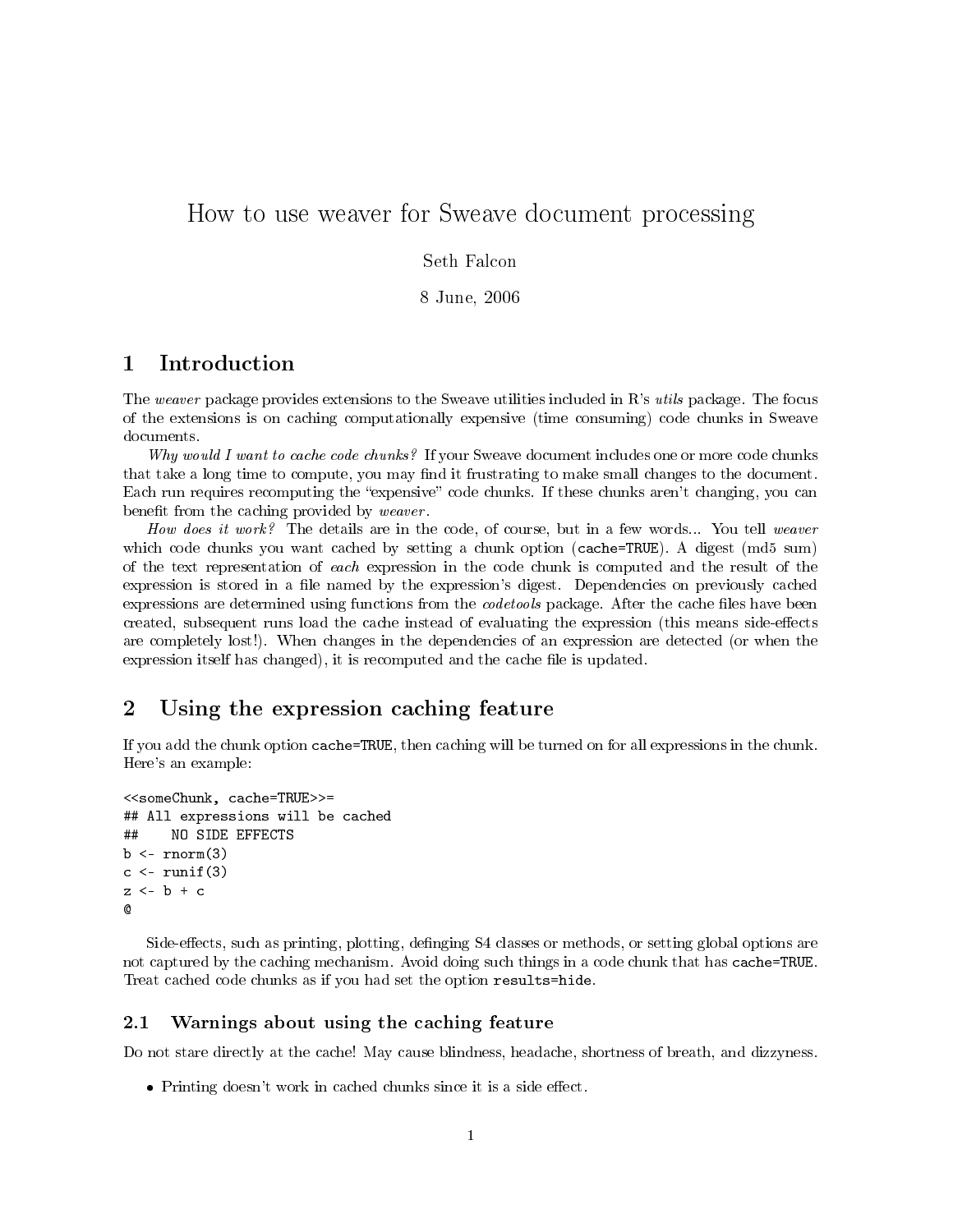# How to use weaver for Sweave document processing

Seth Falcon

8 June, 2006

## 1 Introduction

The *weaver* package provides extensions to the Sweave utilities included in R's *utils* package. The focus of the extensions is on caching computationally expensive (time consuming) code chunks in Sweave documents.

*Why would I want to cache code chunks?* If your Sweave document includes one or more code chunks that take a long time to compute, you may find it frustrating to make small changes to the document. Each run requires recomputing the "expensive" code chunks. If these chunks aren't changing, you can benefit from the caching provided by *weaver*.

*How does it work?* The details are in the code, of course, but in a few words... You tell *weaver* which code chunks you want cached by setting a chunk option (`cache=TRUE`). A digest (md5 sum) of the text representation of *each* expression in the code chunk is computed and the result of the expression is stored in a file named by the expression's digest. Dependencies on previously cached expressions are determined using functions from the *codetools* package. After the cache files have been created, subsequent runs load the cache instead of evaluating the expression (this means side-effects are completely lost!). When changes in the dependencies of an expression are detected (or when the expression itself has changed), it is recomputed and the cache file is updated.

## 2 Using the expression caching feature

If you add the chunk option `cache=TRUE`, then caching will be turned on for all expressions in the chunk. Here's an example:

```
<<someChunk, cache=TRUE>>=
## All expressions will be cached
##    NO SIDE EFFECTS
b <- rnorm(3)
c <- runif(3)
z <- b + c
@
```

Side-effects, such as printing, plotting, defingingS4 classes or methods, or setting global options are not captured by the caching mechanism. Avoid doing such things in a code chunk that has `cache=TRUE`. Treat cached code chunks as if you had set the option `results=hide`.

### 2.1 Warnings about using the caching feature

Do not stare directly at the cache! May cause blindness, headache, shortness of breath, and dizzyness.

- Printing doesn't work in cached chunks since it is a side effect.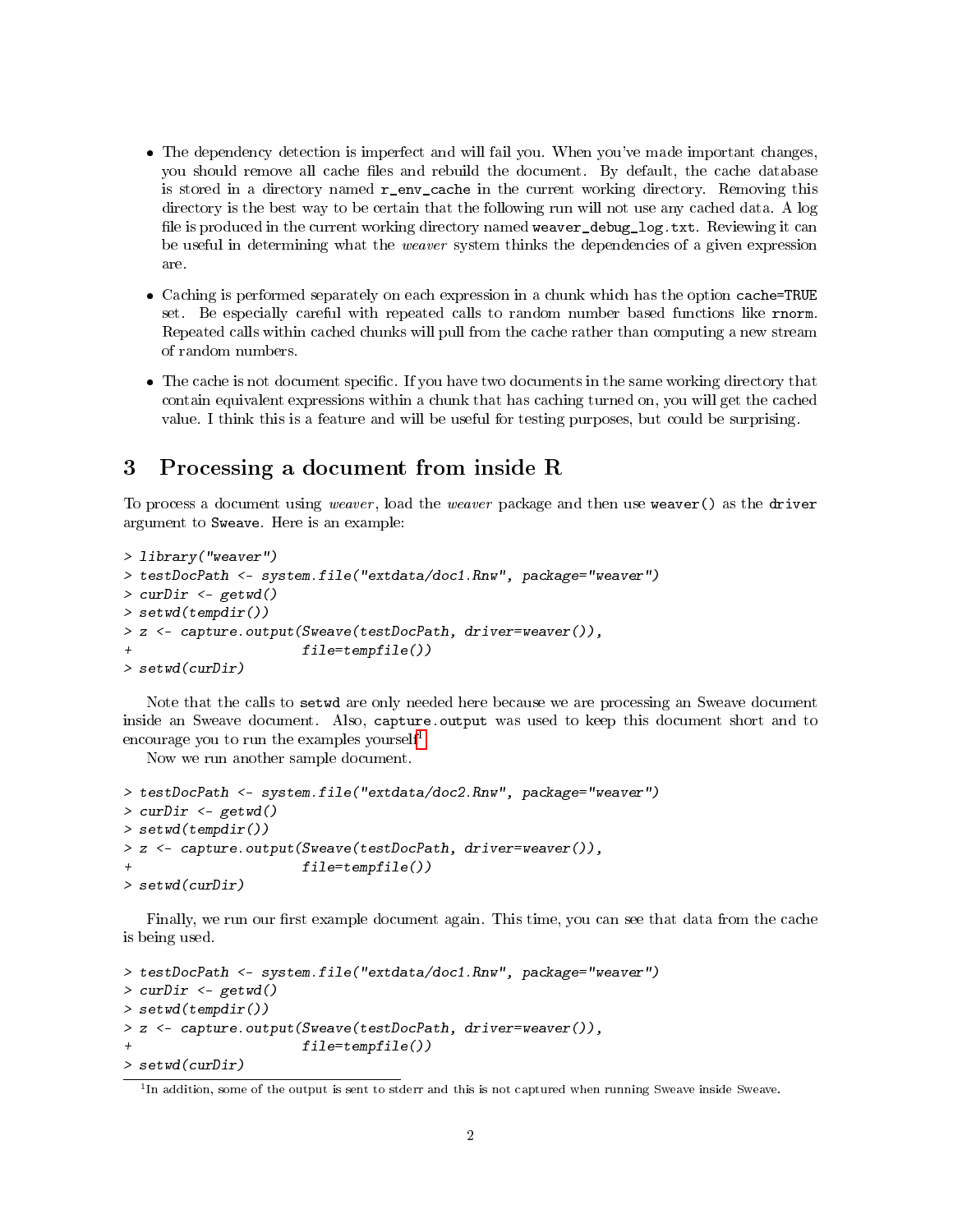- The dependency detection is imperfect and will fail you. When you've made important changes, you should remove all cache files and rebuild the document. By default, the cache database is stored in a directory named `r_env_cache` in the current working directory. Removing this directory is the best way to be certain that the following run will not use any cached data. A log file is produced in the current working directory named `weaver_debug_log.txt`. Reviewing it can be useful in determining what the *weaver* system thinks the dependencies of a given expression are.

- Caching is performed separately on each expression in a chunk which has the option `cache=TRUE` set. Be especially careful with repeated calls to random number based functions like `rnorm`. Repeated calls within cached chunks will pull from the cache rather than computing a new stream of random numbers.

- The cache is not document specific. If you have two documents in the same working directory that contain equivalent expressions within a chunk that has caching turned on, you will get the cached value. I think this is a feature and will be useful for testing purposes, but could be surprising.

## 3 Processing a document from inside R

To process a document using *weaver*, load the *weaver* package and then use `weaver()` as the `driver` argument to `Sweave`. Here is an example:

```
> library("weaver")
> testDocPath <- system.file("extdata/doc1.Rnw", package="weaver")
> curDir <- getwd()
> setwd(tempdir())
> z <- capture.output(Sweave(testDocPath, driver=weaver()),
+                     file=tempfile())
> setwd(curDir)
```

Note that the calls to `setwd` are only needed here because we are processing an Sweave document inside an Sweave document. Also, `capture.output` was used to keep this document short and to encourage you to run the examples yourself[1].

Now we run another sample document.

```
> testDocPath <- system.file("extdata/doc2.Rnw", package="weaver")
> curDir <- getwd()
> setwd(tempdir())
> z <- capture.output(Sweave(testDocPath, driver=weaver()),
+                     file=tempfile())
> setwd(curDir)
```

Finally, we run our first example document again. This time, you can see that data from the cache is being used.

```
> testDocPath <- system.file("extdata/doc1.Rnw", package="weaver")
> curDir <- getwd()
> setwd(tempdir())
> z <- capture.output(Sweave(testDocPath, driver=weaver()),
+                     file=tempfile())
> setwd(curDir)
```

[1] In addition, some of the output is sent to stderr and this is not captured when running Sweave inside Sweave.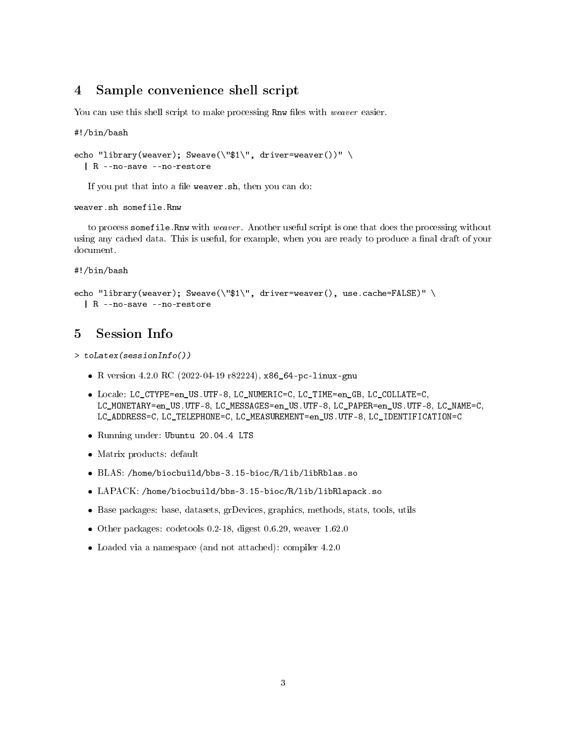## 4 Sample convenience shell script

You can use this shell script to make processing Rnw files with *weaver* easier.

```
#!/bin/bash

echo "library(weaver); Sweave(\"$1\", driver=weaver())" \
  | R --no-save --no-restore
```

If you put that into a file weaver.sh, then you can do:

```
weaver.sh somefile.Rnw
```

to process somefile.Rnw with *weaver*. Another useful script is one that does the processing without using any cached data. This is useful, for example, when you are ready to produce a final draft of your document.

```
#!/bin/bash

echo "library(weaver); Sweave(\"$1\", driver=weaver(), use.cache=FALSE)" \
  | R --no-save --no-restore
```

## 5 Session Info

```
> toLatex(sessionInfo())
```

- R version 4.2.0 RC (2022-04-19 r82224), x86_64-pc-linux-gnu
- Locale: LC_CTYPE=en_US.UTF-8, LC_NUMERIC=C, LC_TIME=en_GB, LC_COLLATE=C, LC_MONETARY=en_US.UTF-8, LC_MESSAGES=en_US.UTF-8, LC_PAPER=en_US.UTF-8, LC_NAME=C, LC_ADDRESS=C, LC_TELEPHONE=C, LC_MEASUREMENT=en_US.UTF-8, LC_IDENTIFICATION=C
- Running under: Ubuntu 20.04.4 LTS
- Matrix products: default
- BLAS: /home/biocbuild/bbs-3.15-bioc/R/lib/libRblas.so
- LAPACK: /home/biocbuild/bbs-3.15-bioc/R/lib/libRlapack.so
- Base packages: base, datasets, grDevices, graphics, methods, stats, tools, utils
- Other packages: codetools 0.2-18, digest 0.6.29, weaver 1.62.0
- Loaded via a namespace (and not attached): compiler 4.2.0